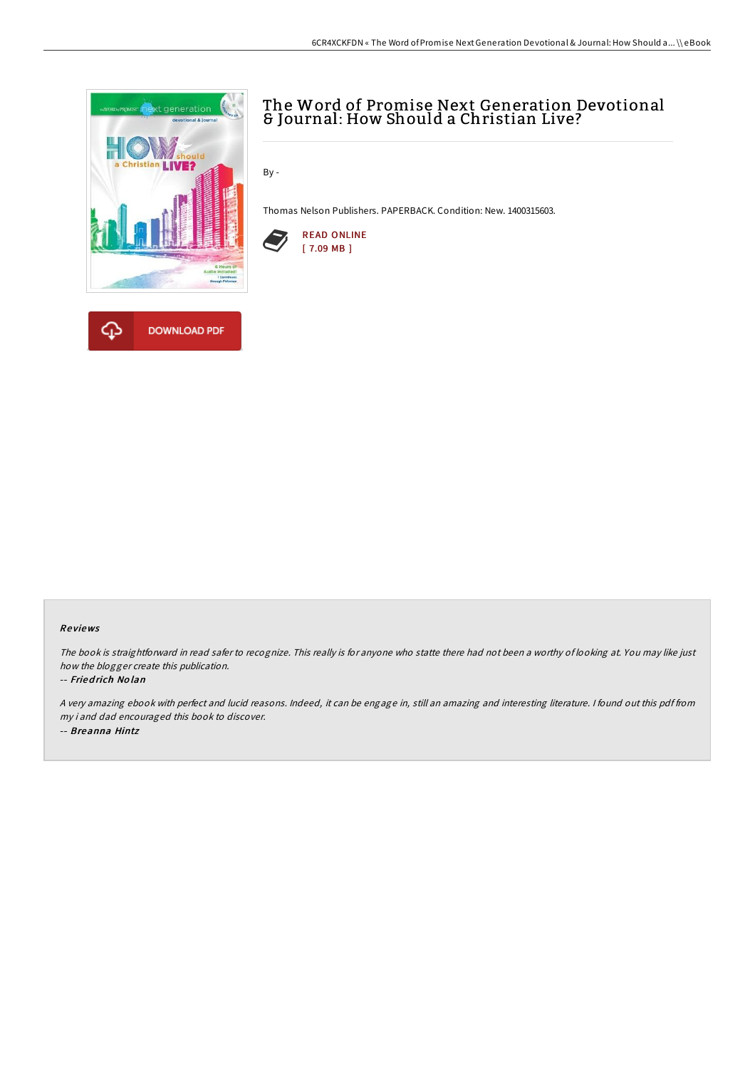# The Word of Promise Next Generation Devotional & Journal: How Should a Christian Live?

By -

Thomas Nelson Publishers. PAPERBACK. Condition: New. 1400315603.

READ ONLINE
[ 7.09 MB ]

DOWNLOAD PDF

### Reviews

*The book is straightforward in read safer to recognize. This really is for anyone who statte there had not been a worthy of looking at. You may like just how the blogger create this publication.*

-- ***Friedrich Nolan***

*A very amazing ebook with perfect and lucid reasons. Indeed, it can be engage in, still an amazing and interesting literature. I found out this pdf from my i and dad encouraged this book to discover.*

-- ***Breanna Hintz***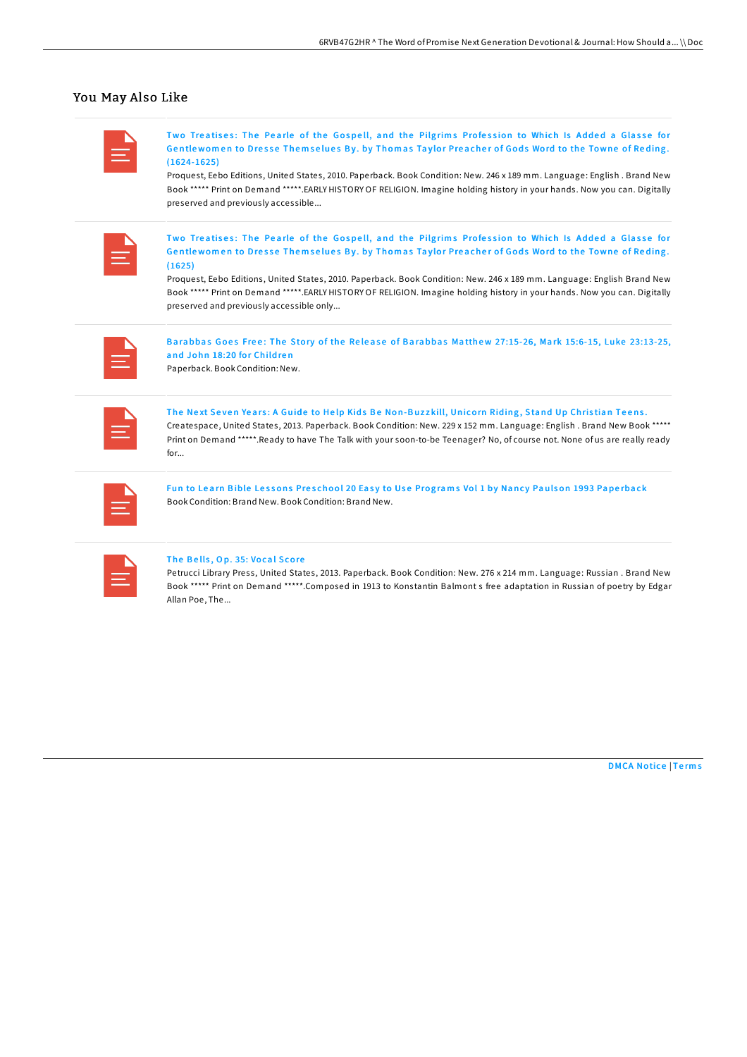## You May Also Like

**Two Treatises: The Pearle of the Gospell, and the Pilgrims Profession to Which Is Added a Glasse for Gentlewomen to Dresse Themselues By. by Thomas Taylor Preacher of Gods Word to the Towne of Reding. (1624-1625)**

Proquest, Eebo Editions, United States, 2010. Paperback. Book Condition: New. 246 x 189 mm. Language: English . Brand New Book ***** Print on Demand *****.EARLY HISTORY OF RELIGION. Imagine holding history in your hands. Now you can. Digitally preserved and previously accessible...

**Two Treatises: The Pearle of the Gospell, and the Pilgrims Profession to Which Is Added a Glasse for Gentlewomen to Dresse Themselues By. by Thomas Taylor Preacher of Gods Word to the Towne of Reding. (1625)**

Proquest, Eebo Editions, United States, 2010. Paperback. Book Condition: New. 246 x 189 mm. Language: English Brand New Book ***** Print on Demand *****.EARLY HISTORY OF RELIGION. Imagine holding history in your hands. Now you can. Digitally preserved and previously accessible only...

**Barabbas Goes Free: The Story of the Release of Barabbas Matthew 27:15-26, Mark 15:6-15, Luke 23:13-25, and John 18:20 for Children**

Paperback. Book Condition: New.

**The Next Seven Years: A Guide to Help Kids Be Non-Buzzkill, Unicorn Riding, Stand Up Christian Teens.**

Createspace, United States, 2013. Paperback. Book Condition: New. 229 x 152 mm. Language: English . Brand New Book ***** Print on Demand *****.Ready to have The Talk with your soon-to-be Teenager? No, of course not. None of us are really ready for...

**Fun to Learn Bible Lessons Preschool 20 Easy to Use Programs Vol 1 by Nancy Paulson 1993 Paperback**

Book Condition: Brand New. Book Condition: Brand New.

**The Bells, Op. 35: Vocal Score**

Petrucci Library Press, United States, 2013. Paperback. Book Condition: New. 276 x 214 mm. Language: Russian . Brand New Book ***** Print on Demand *****.Composed in 1913 to Konstantin Balmont s free adaptation in Russian of poetry by Edgar Allan Poe, The...

DMCA Notice | Terms